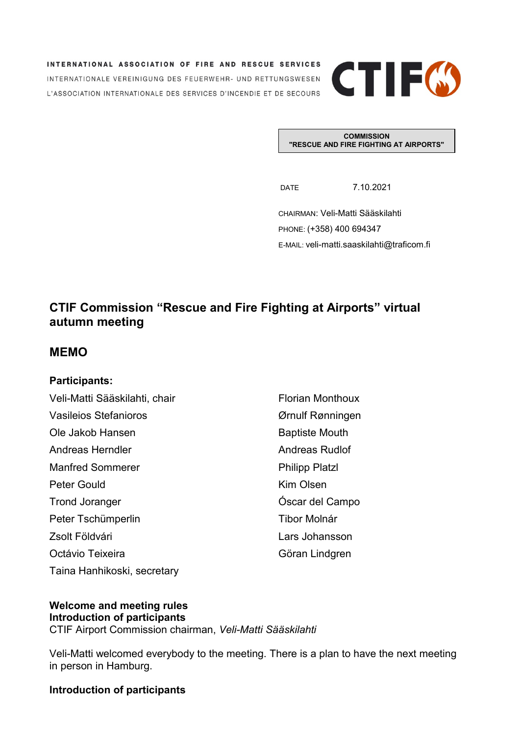INTERNATIONAL ASSOCIATION OF FIRE AND RESCUE SERVICES
INTERNATIONALE VEREINIGUNG DES FEUERWEHR- UND RETTUNGSWESEN
L'ASSOCIATION INTERNATIONALE DES SERVICES D'INCENDIE ET DE SECOURS

CTIF

**COMMISSION**
**"RESCUE AND FIRE FIGHTING AT AIRPORTS"**

DATE 7.10.2021

CHAIRMAN: Veli-Matti Sääskilahti
PHONE: (+358) 400 694347
E-MAIL: veli-matti.saaskilahti@traficom.fi

# CTIF Commission "Rescue and Fire Fighting at Airports" virtual autumn meeting

## MEMO

### Participants:

Veli-Matti Sääskilahti, chair
Vasileios Stefanioros
Ole Jakob Hansen
Andreas Herndler
Manfred Sommerer
Peter Gould
Trond Joranger
Peter Tschümperlin
Zsolt Földvári
Octávio Teixeira
Taina Hanhikoski, secretary
Florian Monthoux
Ørnulf Rønningen
Baptiste Mouth
Andreas Rudlof
Philipp Platzl
Kim Olsen
Óscar del Campo
Tibor Molnár
Lars Johansson
Göran Lindgren

**Welcome and meeting rules**
**Introduction of participants**
CTIF Airport Commission chairman, *Veli-Matti Sääskilahti*

Veli-Matti welcomed everybody to the meeting. There is a plan to have the next meeting in person in Hamburg.

**Introduction of participants**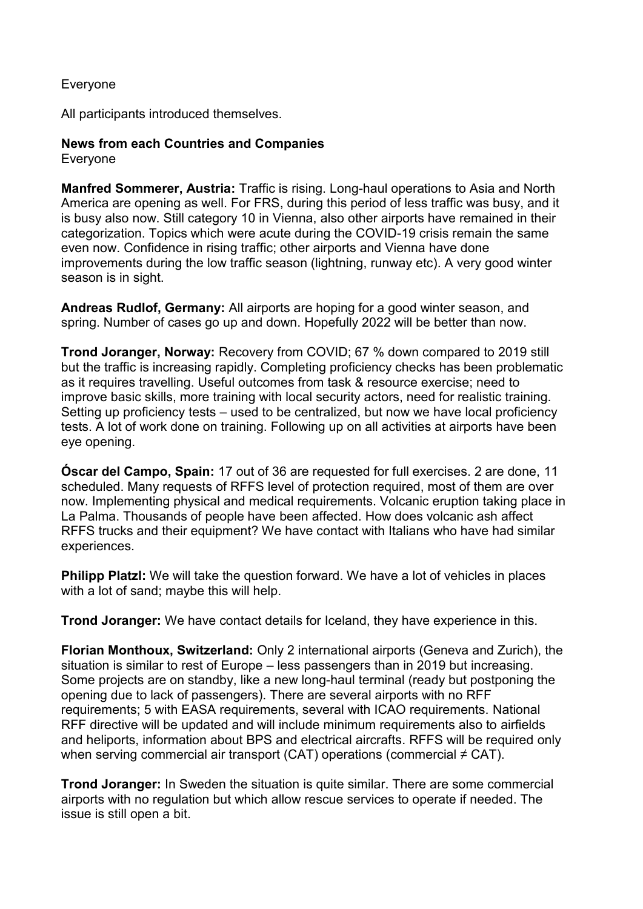Everyone

All participants introduced themselves.

**News from each Countries and Companies**
Everyone

**Manfred Sommerer, Austria:** Traffic is rising. Long-haul operations to Asia and North America are opening as well. For FRS, during this period of less traffic was busy, and it is busy also now. Still category 10 in Vienna, also other airports have remained in their categorization. Topics which were acute during the COVID-19 crisis remain the same even now. Confidence in rising traffic; other airports and Vienna have done improvements during the low traffic season (lightning, runway etc). A very good winter season is in sight.

**Andreas Rudlof, Germany:** All airports are hoping for a good winter season, and spring. Number of cases go up and down. Hopefully 2022 will be better than now.

**Trond Joranger, Norway:** Recovery from COVID; 67 % down compared to 2019 still but the traffic is increasing rapidly. Completing proficiency checks has been problematic as it requires travelling. Useful outcomes from task & resource exercise; need to improve basic skills, more training with local security actors, need for realistic training. Setting up proficiency tests – used to be centralized, but now we have local proficiency tests. A lot of work done on training. Following up on all activities at airports have been eye opening.

**Óscar del Campo, Spain:** 17 out of 36 are requested for full exercises. 2 are done, 11 scheduled. Many requests of RFFS level of protection required, most of them are over now. Implementing physical and medical requirements. Volcanic eruption taking place in La Palma. Thousands of people have been affected. How does volcanic ash affect RFFS trucks and their equipment? We have contact with Italians who have had similar experiences.

**Philipp Platzl:** We will take the question forward. We have a lot of vehicles in places with a lot of sand; maybe this will help.

**Trond Joranger:** We have contact details for Iceland, they have experience in this.

**Florian Monthoux, Switzerland:** Only 2 international airports (Geneva and Zurich), the situation is similar to rest of Europe – less passengers than in 2019 but increasing. Some projects are on standby, like a new long-haul terminal (ready but postponing the opening due to lack of passengers). There are several airports with no RFF requirements; 5 with EASA requirements, several with ICAO requirements. National RFF directive will be updated and will include minimum requirements also to airfields and heliports, information about BPS and electrical aircrafts. RFFS will be required only when serving commercial air transport (CAT) operations (commercial ≠ CAT).

**Trond Joranger:** In Sweden the situation is quite similar. There are some commercial airports with no regulation but which allow rescue services to operate if needed. The issue is still open a bit.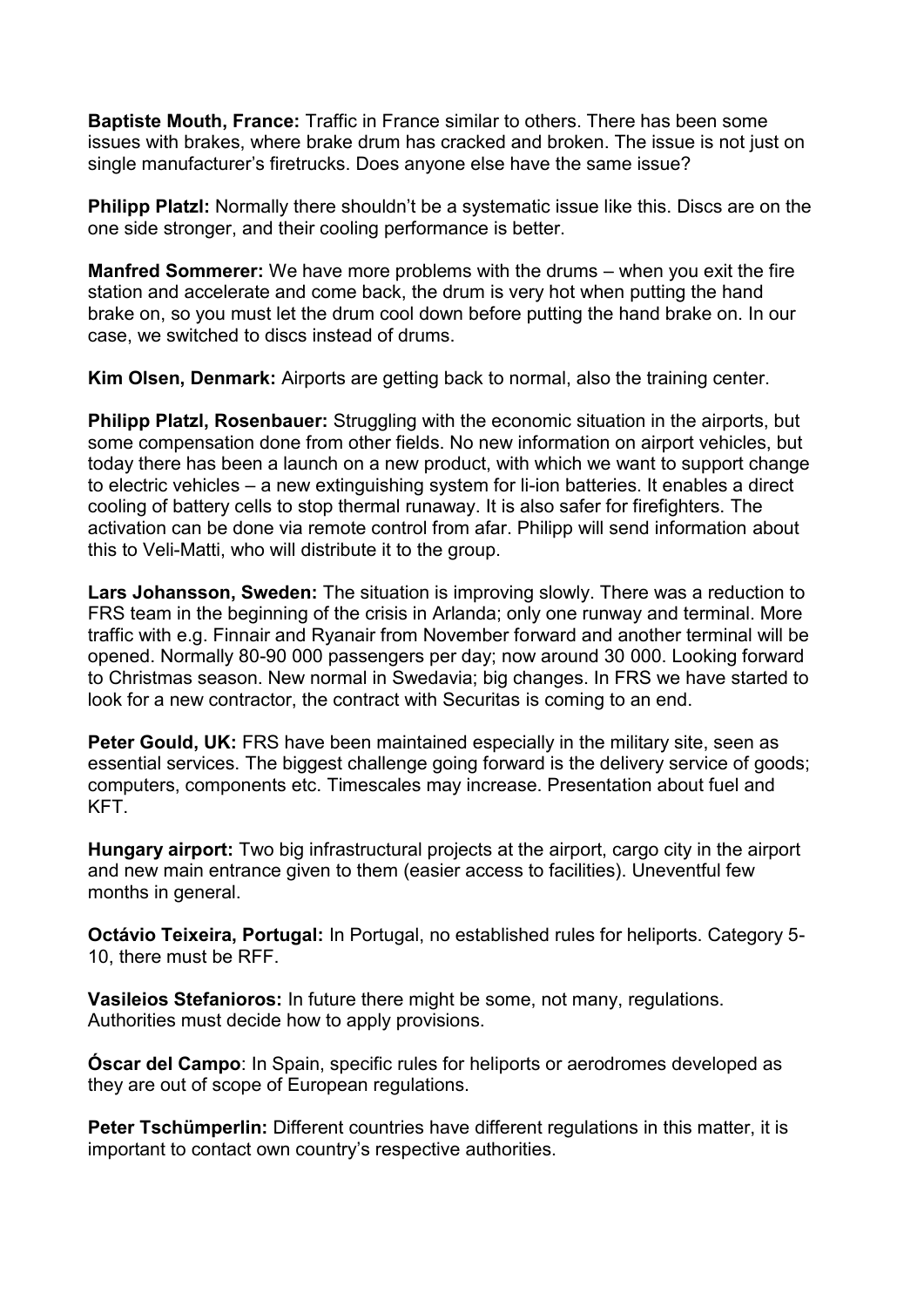**Baptiste Mouth, France:** Traffic in France similar to others. There has been some issues with brakes, where brake drum has cracked and broken. The issue is not just on single manufacturer's firetrucks. Does anyone else have the same issue?

**Philipp Platzl:** Normally there shouldn't be a systematic issue like this. Discs are on the one side stronger, and their cooling performance is better.

**Manfred Sommerer:** We have more problems with the drums – when you exit the fire station and accelerate and come back, the drum is very hot when putting the hand brake on, so you must let the drum cool down before putting the hand brake on. In our case, we switched to discs instead of drums.

**Kim Olsen, Denmark:** Airports are getting back to normal, also the training center.

**Philipp Platzl, Rosenbauer:** Struggling with the economic situation in the airports, but some compensation done from other fields. No new information on airport vehicles, but today there has been a launch on a new product, with which we want to support change to electric vehicles – a new extinguishing system for li-ion batteries. It enables a direct cooling of battery cells to stop thermal runaway. It is also safer for firefighters. The activation can be done via remote control from afar. Philipp will send information about this to Veli-Matti, who will distribute it to the group.

**Lars Johansson, Sweden:** The situation is improving slowly. There was a reduction to FRS team in the beginning of the crisis in Arlanda; only one runway and terminal. More traffic with e.g. Finnair and Ryanair from November forward and another terminal will be opened. Normally 80-90 000 passengers per day; now around 30 000. Looking forward to Christmas season. New normal in Swedavia; big changes. In FRS we have started to look for a new contractor, the contract with Securitas is coming to an end.

**Peter Gould, UK:** FRS have been maintained especially in the military site, seen as essential services. The biggest challenge going forward is the delivery service of goods; computers, components etc. Timescales may increase. Presentation about fuel and KFT.

**Hungary airport:** Two big infrastructural projects at the airport, cargo city in the airport and new main entrance given to them (easier access to facilities). Uneventful few months in general.

**Octávio Teixeira, Portugal:** In Portugal, no established rules for heliports. Category 5-10, there must be RFF.

**Vasileios Stefanioros:** In future there might be some, not many, regulations. Authorities must decide how to apply provisions.

**Óscar del Campo**: In Spain, specific rules for heliports or aerodromes developed as they are out of scope of European regulations.

**Peter Tschümperlin:** Different countries have different regulations in this matter, it is important to contact own country's respective authorities.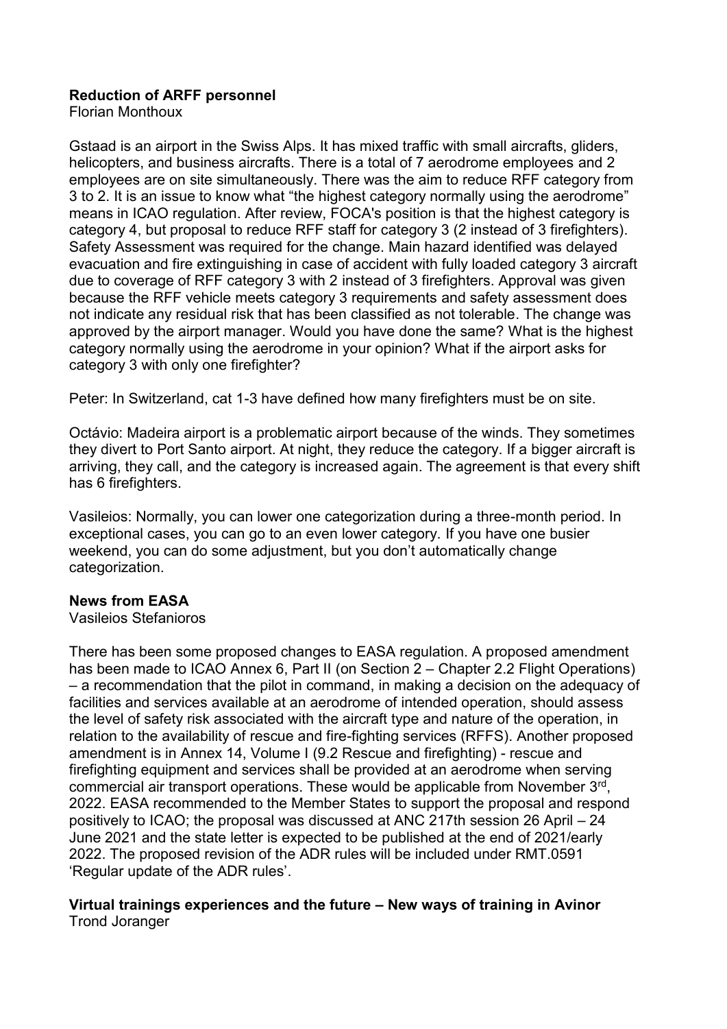**Reduction of ARFF personnel**

Florian Monthoux

Gstaad is an airport in the Swiss Alps. It has mixed traffic with small aircrafts, gliders, helicopters, and business aircrafts. There is a total of 7 aerodrome employees and 2 employees are on site simultaneously. There was the aim to reduce RFF category from 3 to 2. It is an issue to know what "the highest category normally using the aerodrome" means in ICAO regulation. After review, FOCA's position is that the highest category is category 4, but proposal to reduce RFF staff for category 3 (2 instead of 3 firefighters). Safety Assessment was required for the change. Main hazard identified was delayed evacuation and fire extinguishing in case of accident with fully loaded category 3 aircraft due to coverage of RFF category 3 with 2 instead of 3 firefighters. Approval was given because the RFF vehicle meets category 3 requirements and safety assessment does not indicate any residual risk that has been classified as not tolerable. The change was approved by the airport manager. Would you have done the same? What is the highest category normally using the aerodrome in your opinion? What if the airport asks for category 3 with only one firefighter?

Peter: In Switzerland, cat 1-3 have defined how many firefighters must be on site.

Octávio: Madeira airport is a problematic airport because of the winds. They sometimes they divert to Port Santo airport. At night, they reduce the category. If a bigger aircraft is arriving, they call, and the category is increased again. The agreement is that every shift has 6 firefighters.

Vasileios: Normally, you can lower one categorization during a three-month period. In exceptional cases, you can go to an even lower category. If you have one busier weekend, you can do some adjustment, but you don't automatically change categorization.

**News from EASA**

Vasileios Stefanioros

There has been some proposed changes to EASA regulation. A proposed amendment has been made to ICAO Annex 6, Part II (on Section 2 – Chapter 2.2 Flight Operations) – a recommendation that the pilot in command, in making a decision on the adequacy of facilities and services available at an aerodrome of intended operation, should assess the level of safety risk associated with the aircraft type and nature of the operation, in relation to the availability of rescue and fire-fighting services (RFFS). Another proposed amendment is in Annex 14, Volume I (9.2 Rescue and firefighting) - rescue and firefighting equipment and services shall be provided at an aerodrome when serving commercial air transport operations. These would be applicable from November 3rd, 2022. EASA recommended to the Member States to support the proposal and respond positively to ICAO; the proposal was discussed at ANC 217th session 26 April – 24 June 2021 and the state letter is expected to be published at the end of 2021/early 2022. The proposed revision of the ADR rules will be included under RMT.0591 'Regular update of the ADR rules'.

**Virtual trainings experiences and the future – New ways of training in Avinor**

Trond Joranger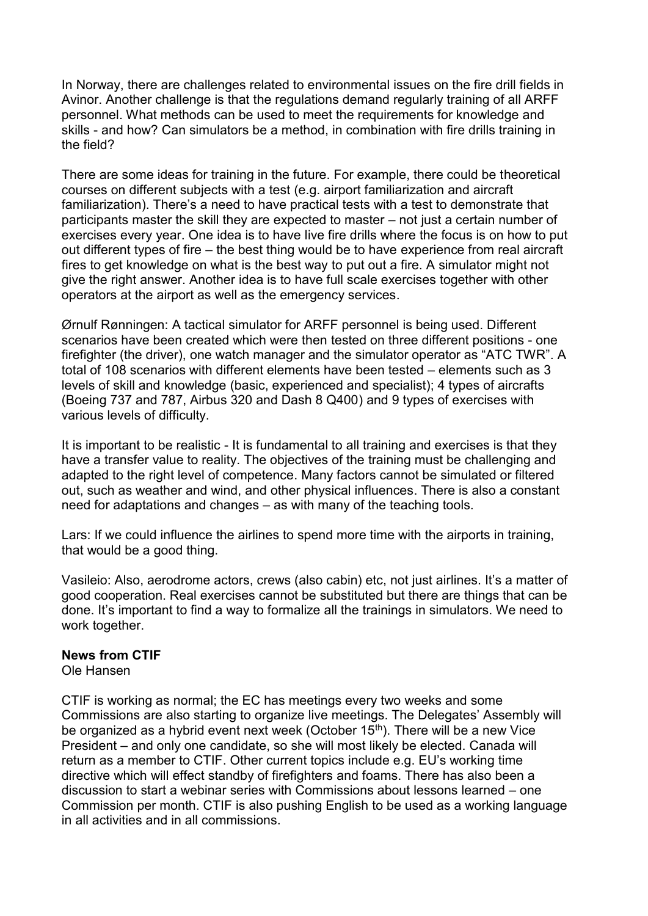In Norway, there are challenges related to environmental issues on the fire drill fields in Avinor. Another challenge is that the regulations demand regularly training of all ARFF personnel. What methods can be used to meet the requirements for knowledge and skills - and how? Can simulators be a method, in combination with fire drills training in the field?

There are some ideas for training in the future. For example, there could be theoretical courses on different subjects with a test (e.g. airport familiarization and aircraft familiarization). There's a need to have practical tests with a test to demonstrate that participants master the skill they are expected to master – not just a certain number of exercises every year. One idea is to have live fire drills where the focus is on how to put out different types of fire – the best thing would be to have experience from real aircraft fires to get knowledge on what is the best way to put out a fire. A simulator might not give the right answer. Another idea is to have full scale exercises together with other operators at the airport as well as the emergency services.

Ørnulf Rønningen: A tactical simulator for ARFF personnel is being used. Different scenarios have been created which were then tested on three different positions - one firefighter (the driver), one watch manager and the simulator operator as "ATC TWR". A total of 108 scenarios with different elements have been tested – elements such as 3 levels of skill and knowledge (basic, experienced and specialist); 4 types of aircrafts (Boeing 737 and 787, Airbus 320 and Dash 8 Q400) and 9 types of exercises with various levels of difficulty.

It is important to be realistic - It is fundamental to all training and exercises is that they have a transfer value to reality. The objectives of the training must be challenging and adapted to the right level of competence. Many factors cannot be simulated or filtered out, such as weather and wind, and other physical influences. There is also a constant need for adaptations and changes – as with many of the teaching tools.

Lars: If we could influence the airlines to spend more time with the airports in training, that would be a good thing.

Vasileio: Also, aerodrome actors, crews (also cabin) etc, not just airlines. It's a matter of good cooperation. Real exercises cannot be substituted but there are things that can be done. It's important to find a way to formalize all the trainings in simulators. We need to work together.

**News from CTIF**

Ole Hansen

CTIF is working as normal; the EC has meetings every two weeks and some Commissions are also starting to organize live meetings. The Delegates' Assembly will be organized as a hybrid event next week (October 15th). There will be a new Vice President – and only one candidate, so she will most likely be elected. Canada will return as a member to CTIF. Other current topics include e.g. EU's working time directive which will effect standby of firefighters and foams. There has also been a discussion to start a webinar series with Commissions about lessons learned – one Commission per month. CTIF is also pushing English to be used as a working language in all activities and in all commissions.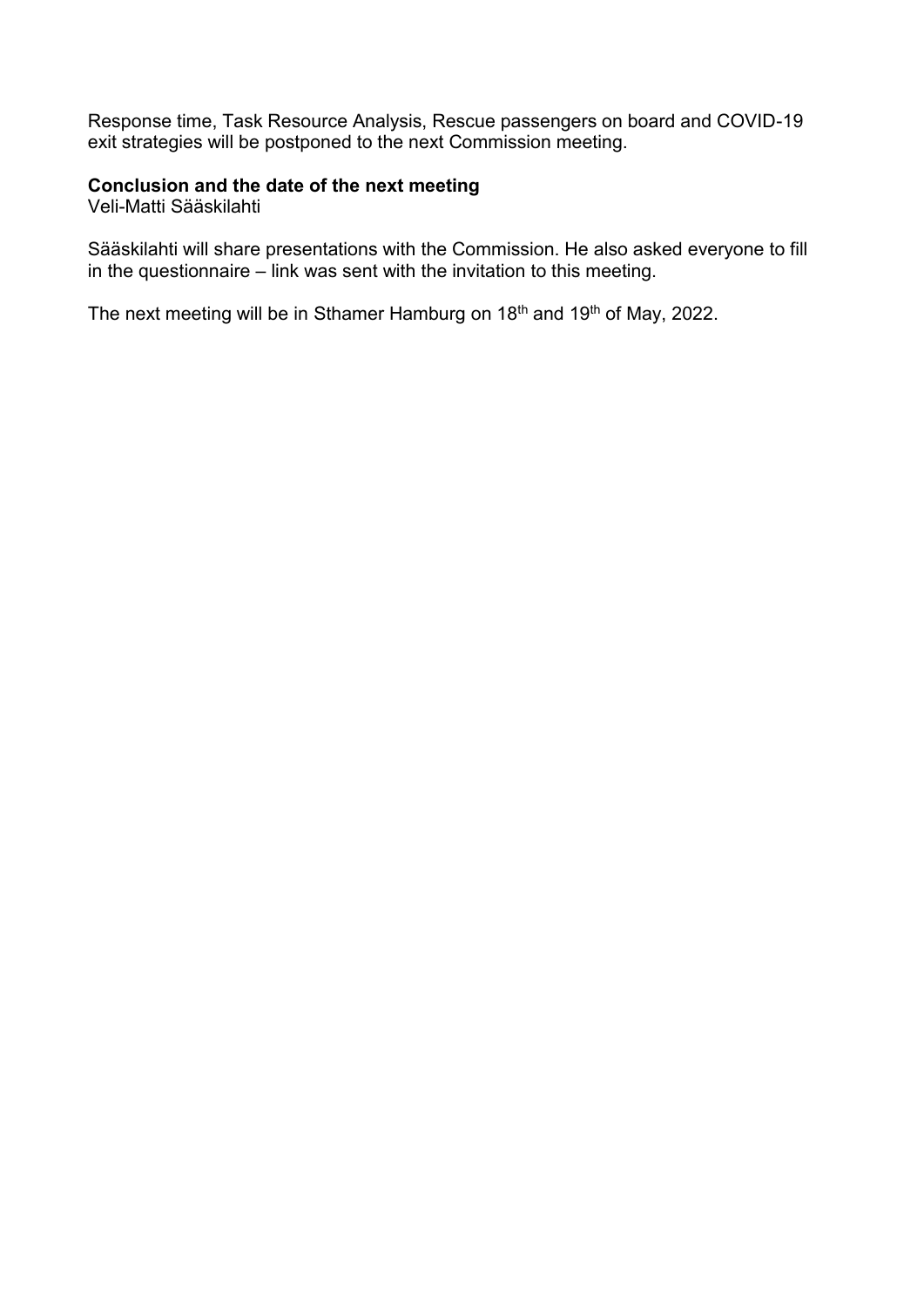Response time, Task Resource Analysis, Rescue passengers on board and COVID-19 exit strategies will be postponed to the next Commission meeting.

**Conclusion and the date of the next meeting**
Veli-Matti Sääskilahti

Sääskilahti will share presentations with the Commission. He also asked everyone to fill in the questionnaire – link was sent with the invitation to this meeting.

The next meeting will be in Sthamer Hamburg on 18th and 19th of May, 2022.